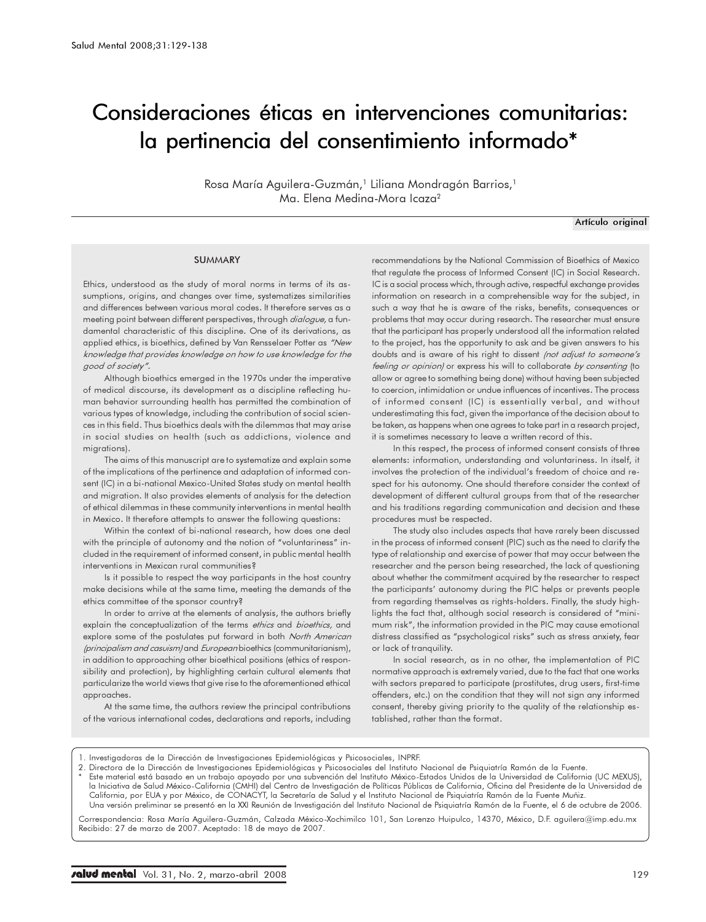# Consideraciones éticas en intervenciones comunitarias: la pertinencia del consentimiento informado*

Rosa María Aguilera-Guzmán,[1] Liliana Mondragón Barrios,[1] Ma. Elena Medina-Mora Icaza[2]

**Artículo original**

## SUMMARY

Ethics, understood as the study of moral norms in terms of its assumptions, origins, and changes over time, systematizes similarities and differences between various moral codes. It therefore serves as a meeting point between different perspectives, through *dialogue,* a fundamental characteristic of this discipline. One of its derivations, as applied ethics, is bioethics, defined by Van Rensselaer Potter as *"New knowledge that provides knowledge on how to use knowledge for the good of society".*

Although bioethics emerged in the 1970s under the imperative of medical discourse, its development as a discipline reflecting human behavior surrounding health has permitted the combination of various types of knowledge, including the contribution of social sciences in this field. Thus bioethics deals with the dilemmas that may arise in social studies on health (such as addictions, violence and migrations).

The aims of this manuscript are to systematize and explain some of the implications of the pertinence and adaptation of informed consent (IC) in a bi-national Mexico-United States study on mental health and migration. It also provides elements of analysis for the detection of ethical dilemmas in these community interventions in mental health in Mexico. It therefore attempts to answer the following questions:

Within the context of bi-national research, how does one deal with the principle of autonomy and the notion of "voluntariness" included in the requirement of informed consent, in public mental health interventions in Mexican rural communities?

Is it possible to respect the way participants in the host country make decisions while at the same time, meeting the demands of the ethics committee of the sponsor country?

In order to arrive at the elements of analysis, the authors briefly explain the conceptualization of the terms *ethics* and *bioethics,* and explore some of the postulates put forward in both *North American (principalism and casuism)* and *European* bioethics (communitarianism), in addition to approaching other bioethical positions (ethics of responsibility and protection), by highlighting certain cultural elements that particularize the world views that give rise to the aforementioned ethical approaches.

At the same time, the authors review the principal contributions of the various international codes, declarations and reports, including recommendations by the National Commission of Bioethics of Mexico that regulate the process of Informed Consent (IC) in Social Research. IC is a social process which, through active, respectful exchange provides information on research in a comprehensible way for the subject, in such a way that he is aware of the risks, benefits, consequences or problems that may occur during research. The researcher must ensure that the participant has properly understood all the information related to the project, has the opportunity to ask and be given answers to his doubts and is aware of his right to dissent *(not adjust to someone's feeling or opinion)* or express his will to collaborate *by consenting* (to allow or agree to something being done) without having been subjected to coercion, intimidation or undue influences of incentives. The process of informed consent (IC) is essentially verbal, and without underestimating this fact, given the importance of the decision about to be taken, as happens when one agrees to take part in a research project, it is sometimes necessary to leave a written record of this.

In this respect, the process of informed consent consists of three elements: information, understanding and voluntariness. In itself, it involves the protection of the individual's freedom of choice and respect for his autonomy. One should therefore consider the context of development of different cultural groups from that of the researcher and his traditions regarding communication and decision and these procedures must be respected.

The study also includes aspects that have rarely been discussed in the process of informed consent (PIC) such as the need to clarify the type of relationship and exercise of power that may occur between the researcher and the person being researched, the lack of questioning about whether the commitment acquired by the researcher to respect the participants' autonomy during the PIC helps or prevents people from regarding themselves as rights-holders. Finally, the study highlights the fact that, although social research is considered of "minimum risk", the information provided in the PIC may cause emotional distress classified as "psychological risks" such as stress anxiety, fear or lack of tranquility.

In social research, as in no other, the implementation of PIC normative approach is extremely varied, due to the fact that one works with sectors prepared to participate (prostitutes, drug users, first-time offenders, etc.) on the condition that they will not sign any informed consent, thereby giving priority to the quality of the relationship established, rather than the format.

---

1. Investigadoras de la Dirección de Investigaciones Epidemiológicas y Psicosociales, INPRF.
2. Directora de la Dirección de Investigaciones Epidemiológicas y Psicosociales del Instituto Nacional de Psiquiatría Ramón de la Fuente.

\* Este material está basado en un trabajo apoyado por una subvención del Instituto México-Estados Unidos de la Universidad de California (UC MEXUS), la Iniciativa de Salud México-California (CMHI) del Centro de Investigación de Políticas Públicas de California, Oficina del Presidente de la Universidad de California, por EUA y por México, de CONACYT, la Secretaría de Salud y el Instituto Nacional de Psiquiatría Ramón de la Fuente Muñiz.
Una versión preliminar se presentó en la XXI Reunión de Investigación del Instituto Nacional de Psiquiatría Ramón de la Fuente, el 6 de octubre de 2006.

Correspondencia: Rosa María Aguilera-Guzmán, Calzada México-Xochimilco 101, San Lorenzo Huipulco, 14370, México, D.F. aguilera@imp.edu.mx
Recibido: 27 de marzo de 2007. Aceptado: 18 de mayo de 2007.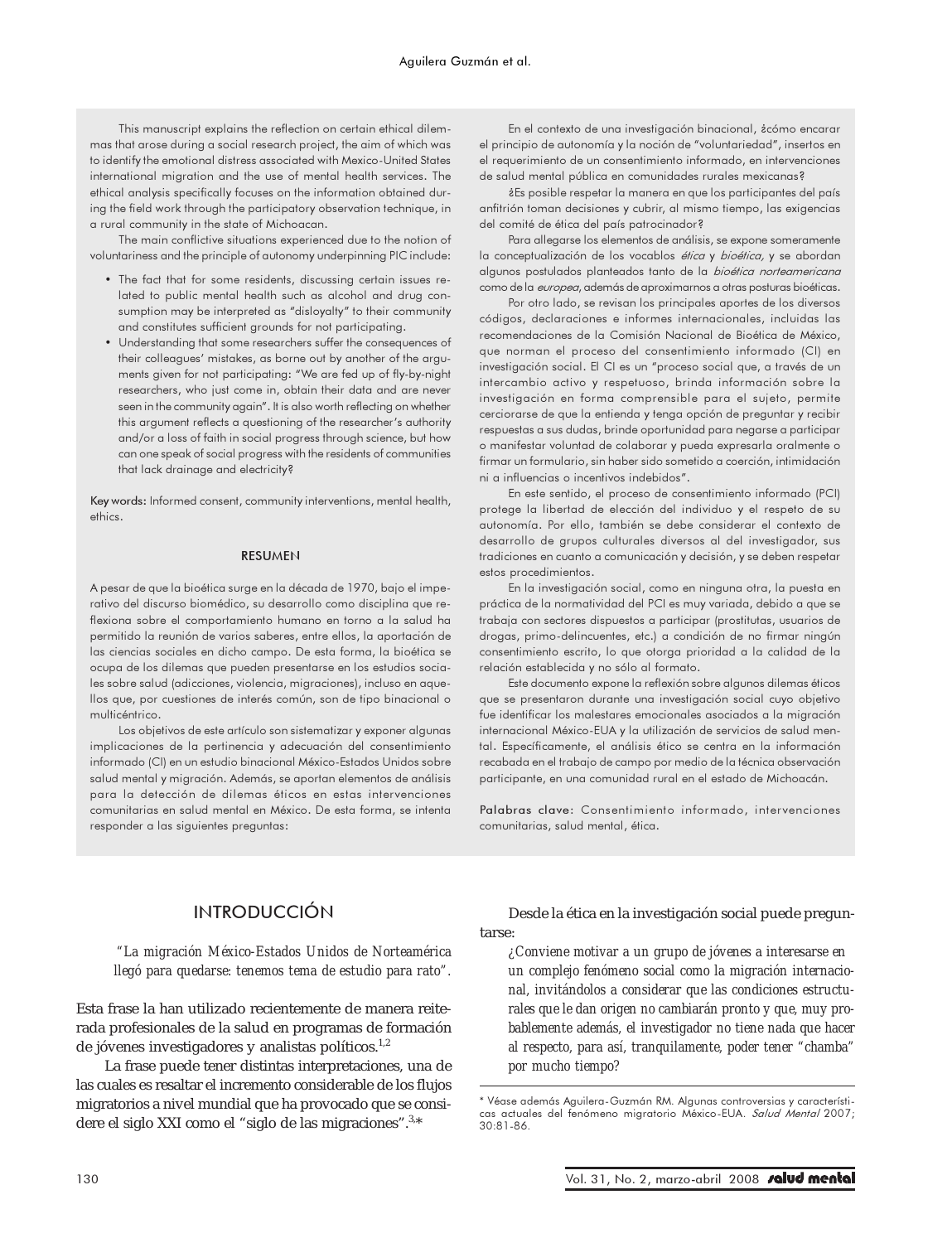This manuscript explains the reflection on certain ethical dilemmas that arose during a social research project, the aim of which was to identify the emotional distress associated with Mexico-United States international migration and the use of mental health services. The ethical analysis specifically focuses on the information obtained during the field work through the participatory observation technique, in a rural community in the state of Michoacan.

The main conflictive situations experienced due to the notion of voluntariness and the principle of autonomy underpinning PIC include:

- The fact that for some residents, discussing certain issues related to public mental health such as alcohol and drug consumption may be interpreted as "disloyalty" to their community and constitutes sufficient grounds for not participating.
- Understanding that some researchers suffer the consequences of their colleagues' mistakes, as borne out by another of the arguments given for not participating: "We are fed up of fly-by-night researchers, who just come in, obtain their data and are never seen in the community again". It is also worth reflecting on whether this argument reflects a questioning of the researcher's authority and/or a loss of faith in social progress through science, but how can one speak of social progress with the residents of communities that lack drainage and electricity?

**Key words:** Informed consent, community interventions, mental health, ethics.

## RESUMEN

A pesar de que la bioética surge en la década de 1970, bajo el imperativo del discurso biomédico, su desarrollo como disciplina que reflexiona sobre el comportamiento humano en torno a la salud ha permitido la reunión de varios saberes, entre ellos, la aportación de las ciencias sociales en dicho campo. De esta forma, la bioética se ocupa de los dilemas que pueden presentarse en los estudios sociales sobre salud (adicciones, violencia, migraciones), incluso en aquellos que, por cuestiones de interés común, son de tipo binacional o multicéntrico.

Los objetivos de este artículo son sistematizar y exponer algunas implicaciones de la pertinencia y adecuación del consentimiento informado (CI) en un estudio binacional México-Estados Unidos sobre salud mental y migración. Además, se aportan elementos de análisis para la detección de dilemas éticos en estas intervenciones comunitarias en salud mental en México. De esta forma, se intenta responder a las siguientes preguntas:

En el contexto de una investigación binacional, ¿cómo encarar el principio de autonomía y la noción de "voluntariedad", insertos en el requerimiento de un consentimiento informado, en intervenciones de salud mental pública en comunidades rurales mexicanas?

¿Es posible respetar la manera en que los participantes del país anfitrión toman decisiones y cubrir, al mismo tiempo, las exigencias del comité de ética del país patrocinador?

Para allegarse los elementos de análisis, se expone someramente la conceptualización de los vocablos *ética* y *bioética,* y se abordan algunos postulados planteados tanto de la *bioética norteamericana* como de la *europea*, además de aproximarnos a otras posturas bioéticas.

Por otro lado, se revisan los principales aportes de los diversos códigos, declaraciones e informes internacionales, incluidas las recomendaciones de la Comisión Nacional de Bioética de México, que norman el proceso del consentimiento informado (CI) en investigación social. El CI es un "proceso social que, a través de un intercambio activo y respetuoso, brinda información sobre la investigación en forma comprensible para el sujeto, permite cerciorarse de que la entienda y tenga opción de preguntar y recibir respuestas a sus dudas, brinde oportunidad para negarse a participar o manifestar voluntad de colaborar y pueda expresarla oralmente o firmar un formulario, sin haber sido sometido a coerción, intimidación ni a influencias o incentivos indebidos".

En este sentido, el proceso de consentimiento informado (PCI) protege la libertad de elección del individuo y el respeto de su autonomía. Por ello, también se debe considerar el contexto de desarrollo de grupos culturales diversos al del investigador, sus tradiciones en cuanto a comunicación y decisión, y se deben respetar estos procedimientos.

En la investigación social, como en ninguna otra, la puesta en práctica de la normatividad del PCI es muy variada, debido a que se trabaja con sectores dispuestos a participar (prostitutas, usuarios de drogas, primo-delincuentes, etc.) a condición de no firmar ningún consentimiento escrito, lo que otorga prioridad a la calidad de la relación establecida y no sólo al formato.

Este documento expone la reflexión sobre algunos dilemas éticos que se presentaron durante una investigación social cuyo objetivo fue identificar los malestares emocionales asociados a la migración internacional México-EUA y la utilización de servicios de salud mental. Específicamente, el análisis ético se centra en la información recabada en el trabajo de campo por medio de la técnica observación participante, en una comunidad rural en el estado de Michoacán.

**Palabras clave**: Consentimiento informado, intervenciones comunitarias, salud mental, ética.

## INTRODUCCIÓN

> *"La migración México-Estados Unidos de Norteamérica llegó para quedarse: tenemos tema de estudio para rato".*

Esta frase la han utilizado recientemente de manera reiterada profesionales de la salud en programas de formación de jóvenes investigadores y analistas políticos.[1,2]

La frase puede tener distintas interpretaciones, una de las cuales es resaltar el incremento considerable de los flujos migratorios a nivel mundial que ha provocado que se considere el siglo XXI como el "siglo de las migraciones".[3,*]

Desde la ética en la investigación social puede preguntarse:

> *¿Conviene motivar a un grupo de jóvenes a interesarse en un complejo fenómeno social como la migración internacional, invitándolos a considerar que las condiciones estructurales que le dan origen no cambiarán pronto y que, muy probablemente además, el investigador no tiene nada que hacer al respecto, para así, tranquilamente, poder tener "chamba" por mucho tiempo?*

* Véase además Aguilera-Guzmán RM. Algunas controversias y características actuales del fenómeno migratorio México-EUA. *Salud Mental* 2007; 30:81-86.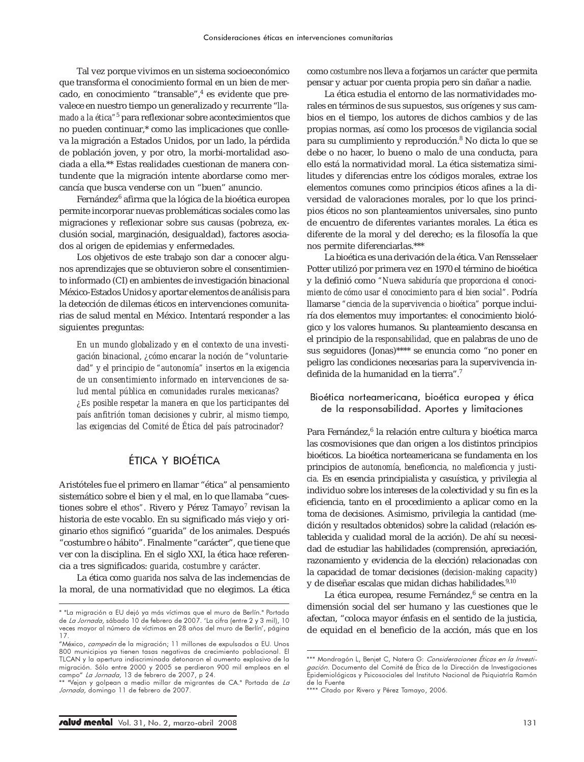Tal vez porque vivimos en un sistema socioeconómico que transforma el conocimiento formal en un bien de mercado, en conocimiento "transable",[4] es evidente que prevalece en nuestro tiempo un generalizado y recurrente "*llamado a la ética*"[5] para reflexionar sobre acontecimientos que no pueden continuar,* como las implicaciones que conlleva la migración a Estados Unidos, por un lado, la pérdida de población joven, y por otro, la morbi-mortalidad asociada a ella.** Estas realidades cuestionan de manera contundente que la migración intente abordarse como mercancía que busca venderse con un "buen" anuncio.

Fernández[6] afirma que la lógica de la bioética europea permite incorporar nuevas problemáticas sociales como las migraciones y reflexionar sobre sus causas (pobreza, exclusión social, marginación, desigualdad), factores asociados al origen de epidemias y enfermedades.

Los objetivos de este trabajo son dar a conocer algunos aprendizajes que se obtuvieron sobre el consentimiento informado (CI) en ambientes de investigación binacional México-Estados Unidos y aportar elementos de análisis para la detección de dilemas éticos en intervenciones comunitarias de salud mental en México. Intentará responder a las siguientes preguntas:

> *En un mundo globalizado y en el contexto de una investigación binacional, ¿cómo encarar la noción de "voluntariedad" y el principio de "autonomía" insertos en la exigencia de un consentimiento informado en intervenciones de salud mental pública en comunidades rurales mexicanas?*
>
> *¿Es posible respetar la manera en que los participantes del país anfitrión toman decisiones y cubrir, al mismo tiempo, las exigencias del Comité de Ética del país patrocinador?*

## ÉTICA Y BIOÉTICA

Aristóteles fue el primero en llamar "ética" al pensamiento sistemático sobre el bien y el mal, en lo que llamaba "cuestiones sobre el *ethos*". Rivero y Pérez Tamayo[7] revisan la historia de este vocablo. En su significado más viejo y originario *ethos* significó "guarida" de los animales. Después "costumbre o hábito". Finalmente "carácter", que tiene que ver con la disciplina. En el siglo XXI, la ética hace referencia a tres significados: *guarida, costumbre y carácter.*

La ética como *guarida* nos salva de las inclemencias de la moral, de una normatividad que no elegimos. La ética como *costumbre* nos lleva a forjarnos un *carácter* que permita pensar y actuar por cuenta propia pero sin dañar a nadie.

La ética estudia el entorno de las normatividades morales en términos de sus supuestos, sus orígenes y sus cambios en el tiempo, los autores de dichos cambios y de las propias normas, así como los procesos de vigilancia social para su cumplimiento y reproducción.[8] No dicta lo que se debe o no hacer, lo bueno o malo de una conducta, para ello está la normatividad moral. La ética sistematiza similitudes y diferencias entre los códigos morales, extrae los elementos comunes como principios éticos afines a la diversidad de valoraciones morales, por lo que los principios éticos no son planteamientos universales, sino punto de encuentro de diferentes variantes morales. La ética es diferente de la moral y del derecho; es la filosofía la que nos permite diferenciarlas.***

La bioética es una derivación de la ética. Van Rensselaer Potter utilizó por primera vez en 1970 el término de bioética y la definió como *"Nueva sabiduría que proporciona el conocimiento de cómo usar el conocimiento para el bien social".* Podría llamarse *"ciencia de la supervivencia o bioética"* porque incluiría dos elementos muy importantes: el conocimiento biológico y los valores humanos. Su planteamiento descansa en el principio de la *responsabilidad,* que en palabras de uno de sus seguidores (Jonas)**** se enuncia como "no poner en peligro las condiciones necesarias para la supervivencia indefinida de la humanidad en la tierra".[7]

### Bioética norteamericana, bioética europea y ética de la responsabilidad. Aportes y limitaciones

Para Fernández,[6] la relación entre cultura y bioética marca las cosmovisiones que dan origen a los distintos principios bioéticos. La bioética norteamericana se fundamenta en los principios de *autonomía, beneficencia, no maleficencia y justicia.* Es en esencia principialista y casuística, y privilegia al individuo sobre los intereses de la colectividad y su fin es la eficiencia, tanto en el procedimiento a aplicar como en la toma de decisiones. Asimismo, privilegia la cantidad (medición y resultados obtenidos) sobre la calidad (relación establecida y cualidad moral de la acción). De ahí su necesidad de estudiar las habilidades (comprensión, apreciación, razonamiento y evidencia de la elección) relacionadas con la capacidad de tomar decisiones (*decision-making capacity*) y de diseñar escalas que midan dichas habilidades.[9,10]

La ética europea, resume Fernández,[6] se centra en la dimensión social del ser humano y las cuestiones que le afectan, "coloca mayor énfasis en el sentido de la justicia, de equidad en el beneficio de la acción, más que en los

---

\* "La migración a EU dejó ya más víctimas que el muro de Berlín." Portada de *La Jornada,* sábado 10 de febrero de 2007. 'La cifra (entre 2 y 3 mil), 10 veces mayor al número de víctimas en 28 años del muro de Berlín', página 17.

"México, *campeón* de la migración; 11 millones de expulsados a EU. Unos 800 municipios ya tienen tasas negativas de crecimiento poblacional. El TLCAN y la apertura indiscriminada detonaron el aumento explosivo de la migración. Sólo entre 2000 y 2005 se perdieron 900 mil empleos en el campo" *La Jornada,* 13 de febrero de 2007, p 24.

\** "Vejan y golpean a medio millar de migrantes de CA." Portada de *La Jornada,* domingo 11 de febrero de 2007.

\*** Mondragón L, Benjet C, Natera G: *Consideraciones Éticas en la Investigación.* Documento del Comité de Ética de la Dirección de Investigaciones Epidemiológicas y Psicosociales del Instituto Nacional de Psiquiatría Ramón de la Fuente

\**** Citado por Rivero y Pérez Tamayo, 2006.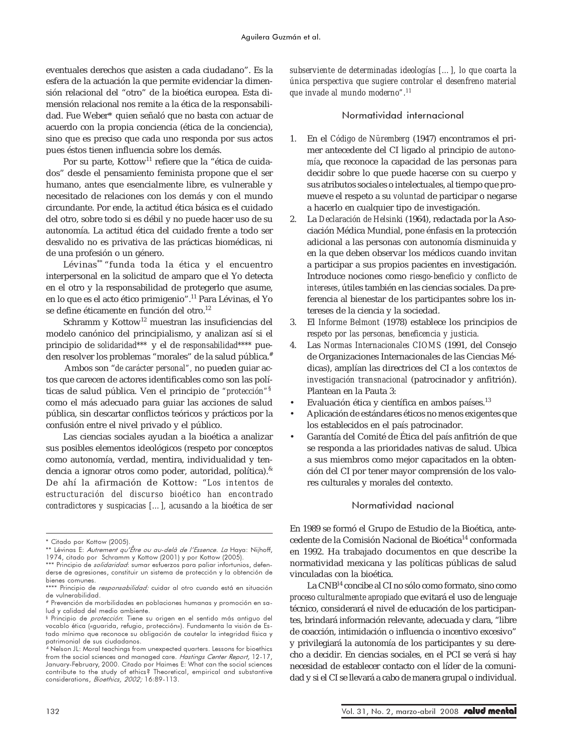eventuales derechos que asisten a cada ciudadano". Es la esfera de la actuación la que permite evidenciar la dimensión relacional del "otro" de la bioética europea. Esta dimensión relacional nos remite a la ética de la responsabilidad. Fue Weber* quien señaló que no basta con actuar de acuerdo con la propia conciencia (ética de la conciencia), sino que es preciso que cada uno responda por sus actos pues éstos tienen influencia sobre los demás.

Por su parte, Kottow[11] refiere que la "ética de cuidados" desde el pensamiento feminista propone que el ser humano, antes que esencialmente libre, es vulnerable y necesitado de relaciones con los demás y con el mundo circundante. Por ende, la actitud ética básica es el cuidado del otro, sobre todo si es débil y no puede hacer uso de su autonomía. La actitud ética del cuidado frente a todo ser desvalido no es privativa de las prácticas biomédicas, ni de una profesión o un género.

Lévinas** "funda toda la ética y el encuentro interpersonal en la solicitud de amparo que el Yo detecta en el otro y la responsabilidad de protegerlo que asume, en lo que es el acto ético primigenio".[11] Para Lévinas, el Yo se define éticamente en función del otro.[12]

Schramm y Kottow[12] muestran las insuficiencias del modelo canónico del principialismo, y analizan así si el principio de *solidaridad**** y el de *responsabilidad***** pueden resolver los problemas "morales" de la salud pública.#

Ambos son "*de carácter personal*", no pueden guiar actos que carecen de actores identificables como son las políticas de salud pública. Ven el principio de *"protección"*§ como el más adecuado para guiar las acciones de salud pública, sin descartar conflictos teóricos y prácticos por la confusión entre el nivel privado y el público.

Las ciencias sociales ayudan a la bioética a analizar sus posibles elementos ideológicos (respeto por conceptos como autonomía, verdad, mentira, individualidad y tendencia a ignorar otros como poder, autoridad, política).& De ahí la afirmación de Kottow: "*Los intentos de estructuración del discurso bioético han encontrado contradictores y suspicacias [...], acusando a la bioética de ser subserviente de determinadas ideologías [...], lo que coarta la única perspectiva que sugiere controlar el desenfreno material que invade al mundo moderno*".[11]

## Normatividad internacional

1. En el *Código de Nüremberg* (1947) encontramos el primer antecedente del CI ligado al principio de *autonomía***,** que reconoce la capacidad de las personas para decidir sobre lo que puede hacerse con su cuerpo y sus atributos sociales o intelectuales, al tiempo que promueve el respeto a su *voluntad* de participar o negarse a hacerlo en cualquier tipo de investigación.
2. La *Declaración de Helsinki* (1964), redactada por la Asociación Médica Mundial, pone énfasis en la protección adicional a las personas con autonomía disminuida y en la que deben observar los médicos cuando invitan a participar a sus propios pacientes en investigación. Introduce nociones como *riesgo-beneficio* y *conflicto de intereses*, útiles también en las ciencias sociales. Da preferencia al bienestar de los participantes sobre los intereses de la ciencia y la sociedad.
3. El *Informe Belmont* (1978) establece los principios de *respeto por las personas, beneficencia y justicia.*
4. Las *Normas Internacionales CIOMS* (1991, del Consejo de Organizaciones Internacionales de las Ciencias Médicas), amplían las directrices del CI a los *contextos de investigación transnacional* (patrocinador y anfitrión). Plantean en la Pauta 3:

- Evaluación ética y científica en ambos países.[13]
- Aplicación de estándares éticos no menos exigentes que los establecidos en el país patrocinador.
- Garantía del Comité de Ética del país anfitrión de que se responda a las prioridades nativas de salud. Ubica a sus miembros como mejor capacitados en la obtención del CI por tener mayor comprensión de los valores culturales y morales del contexto.

## Normatividad nacional

En 1989 se formó el Grupo de Estudio de la Bioética, antecedente de la Comisión Nacional de Bioética[14] conformada en 1992. Ha trabajado documentos en que describe la normatividad mexicana y las políticas públicas de salud vinculadas con la bioética.

La CNB[14] concibe al CI no sólo como formato, sino como *proceso culturalmente apropiado* que evitará el uso de lenguaje técnico, considerará el nivel de educación de los participantes, brindará información relevante, adecuada y clara, "libre de coacción, intimidación o influencia o incentivo excesivo" y privilegiará la autonomía de los participantes y su derecho a decidir. En ciencias sociales, en el PCI se verá si hay necesidad de establecer contacto con el líder de la comunidad y si el CI se llevará a cabo de manera grupal o individual.

---

\* Citado por Kottow (2005).

\*\* Lévinas E: *Autrement qu'Être ou au-delà de l'Essence. La* Haya: Nijhoff, 1974, citado por Schramm y Kottow (2001) y por Kottow (2005).

\*\*\* Principio de *solidaridad*: sumar esfuerzos para paliar infortunios, defenderse de agresiones, constituir un sistema de protección y la obtención de bienes comunes.

\*\*\*\* Principio de *responsabilidad:* cuidar al otro cuando está en situación de vulnerabilidad.

\# Prevención de morbilidades en poblaciones humanas y promoción en salud y calidad del medio ambiente.

§ Principio de *protección*: Tiene su origen en el sentido más antiguo del vocablo ética («guarida, refugio, protección»). Fundamenta la visión de Estado mínimo que reconoce su obligación de cautelar la integridad física y patrimonial de sus ciudadanos.

& Nelson JL: Moral teachings from unexpected quarters. Lessons for bioethics from the social sciences and managed care. *Hastings Center Report,* 12-17, January-February, 2000. Citado por Haimes E: What can the social sciences contribute to the study of ethics? Theoretical, empirical and substantive considerations, *Bioethics, 2002;* 16:89-113.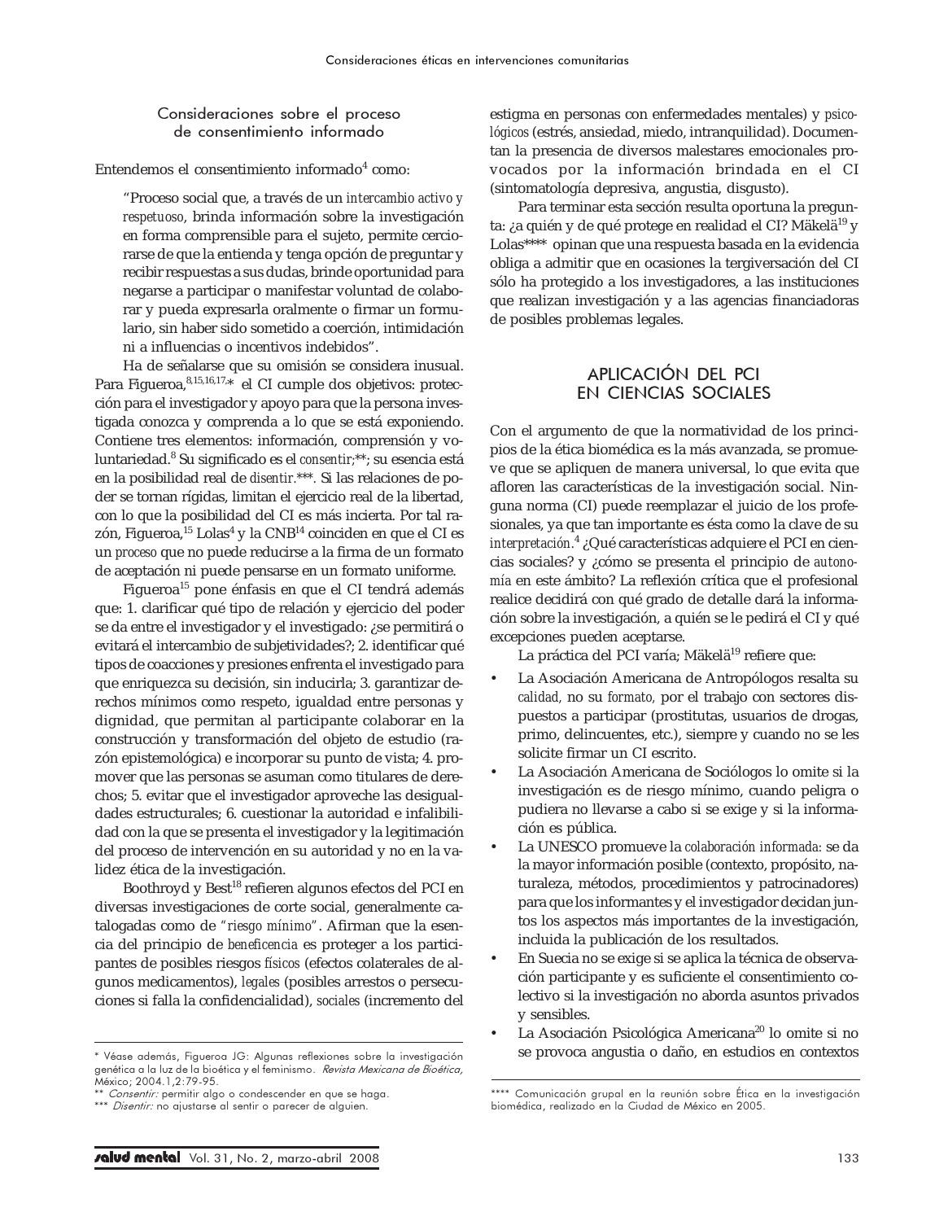### Consideraciones sobre el proceso de consentimiento informado

Entendemos el consentimiento informado[4] como:

> "Proceso social que, a través de un *intercambio activo y respetuoso*, brinda información sobre la investigación en forma comprensible para el sujeto, permite cerciorarse de que la entienda y tenga opción de preguntar y recibir respuestas a sus dudas, brinde oportunidad para negarse a participar o manifestar voluntad de colaborar y pueda expresarla oralmente o firmar un formulario, sin haber sido sometido a coerción, intimidación ni a influencias o incentivos indebidos".

Ha de señalarse que su omisión se considera inusual. Para Figueroa,[8,15,16,17]* el CI cumple dos objetivos: protección para el investigador y apoyo para que la persona investigada conozca y comprenda a lo que se está exponiendo. Contiene tres elementos: información, comprensión y voluntariedad.[8] Su significado es el *consentir;*\*\*; su esencia está en la posibilidad real de *disentir.*\*\*\*. Si las relaciones de poder se tornan rígidas, limitan el ejercicio real de la libertad, con lo que la posibilidad del CI es más incierta. Por tal razón, Figueroa,[15] Lolas[4] y la CNB[14] coinciden en que el CI es un *proceso* que no puede reducirse a la firma de un formato de aceptación ni puede pensarse en un formato uniforme.

Figueroa[15] pone énfasis en que el CI tendrá además que: 1. clarificar qué tipo de relación y ejercicio del poder se da entre el investigador y el investigado: ¿se permitirá o evitará el intercambio de subjetividades?; 2. identificar qué tipos de coacciones y presiones enfrenta el investigado para que enriquezca su decisión, sin inducirla; 3. garantizar derechos mínimos como respeto, igualdad entre personas y dignidad, que permitan al participante colaborar en la construcción y transformación del objeto de estudio (razón epistemológica) e incorporar su punto de vista; 4. promover que las personas se asuman como titulares de derechos; 5. evitar que el investigador aproveche las desigualdades estructurales; 6. cuestionar la autoridad e infalibilidad con la que se presenta el investigador y la legitimación del proceso de intervención en su autoridad y no en la validez ética de la investigación.

Boothroyd y Best[18] refieren algunos efectos del PCI en diversas investigaciones de corte social, generalmente catalogadas como de *"riesgo mínimo"*. Afirman que la esencia del principio de *beneficencia* es proteger a los participantes de posibles riesgos *físicos* (efectos colaterales de algunos medicamentos), *legales* (posibles arrestos o persecuciones si falla la confidencialidad), *sociales* (incremento del estigma en personas con enfermedades mentales) y *psicológicos* (estrés, ansiedad, miedo, intranquilidad). Documentan la presencia de diversos malestares emocionales provocados por la información brindada en el CI (sintomatología depresiva, angustia, disgusto).

Para terminar esta sección resulta oportuna la pregunta: ¿a quién y de qué protege en realidad el CI? Mäkelä[19] y Lolas\*\*\*\* opinan que una respuesta basada en la evidencia obliga a admitir que en ocasiones la tergiversación del CI sólo ha protegido a los investigadores, a las instituciones que realizan investigación y a las agencias financiadoras de posibles problemas legales.

## APLICACIÓN DEL PCI EN CIENCIAS SOCIALES

Con el argumento de que la normatividad de los principios de la ética biomédica es la más avanzada, se promueve que se apliquen de manera universal, lo que evita que afloren las características de la investigación social. Ninguna norma (CI) puede reemplazar el juicio de los profesionales, ya que tan importante es ésta como la clave de su *interpretación.*[4] ¿Qué características adquiere el PCI en ciencias sociales? y ¿cómo se presenta el principio de *autonomía* en este ámbito? La reflexión crítica que el profesional realice decidirá con qué grado de detalle dará la información sobre la investigación, a quién se le pedirá el CI y qué excepciones pueden aceptarse.

La práctica del PCI varía; Mäkelä[19] refiere que:

- La Asociación Americana de Antropólogos resalta su *calidad,* no su *formato,* por el trabajo con sectores dispuestos a participar (prostitutas, usuarios de drogas, primo, delincuentes, etc.), siempre y cuando no se les solicite firmar un CI escrito.
- La Asociación Americana de Sociólogos lo omite si la investigación es de riesgo mínimo, cuando peligra o pudiera no llevarse a cabo si se exige y si la información es pública.
- La UNESCO promueve la *colaboración informada:* se da la mayor información posible (contexto, propósito, naturaleza, métodos, procedimientos y patrocinadores) para que los informantes y el investigador decidan juntos los aspectos más importantes de la investigación, incluida la publicación de los resultados.
- En Suecia no se exige si se aplica la técnica de observación participante y es suficiente el consentimiento colectivo si la investigación no aborda asuntos privados y sensibles.
- La Asociación Psicológica Americana[20] lo omite si no se provoca angustia o daño, en estudios en contextos

---

\* Véase además, Figueroa JG: Algunas reflexiones sobre la investigación genética a la luz de la bioética y el feminismo. *Revista Mexicana de Bioética,* México; 2004.1,2:79-95.

\*\* *Consentir:* permitir algo o condescender en que se haga.

\*\*\* *Disentir:* no ajustarse al sentir o parecer de alguien.

\*\*\*\* Comunicación grupal en la reunión sobre Ética en la investigación biomédica, realizado en la Ciudad de México en 2005.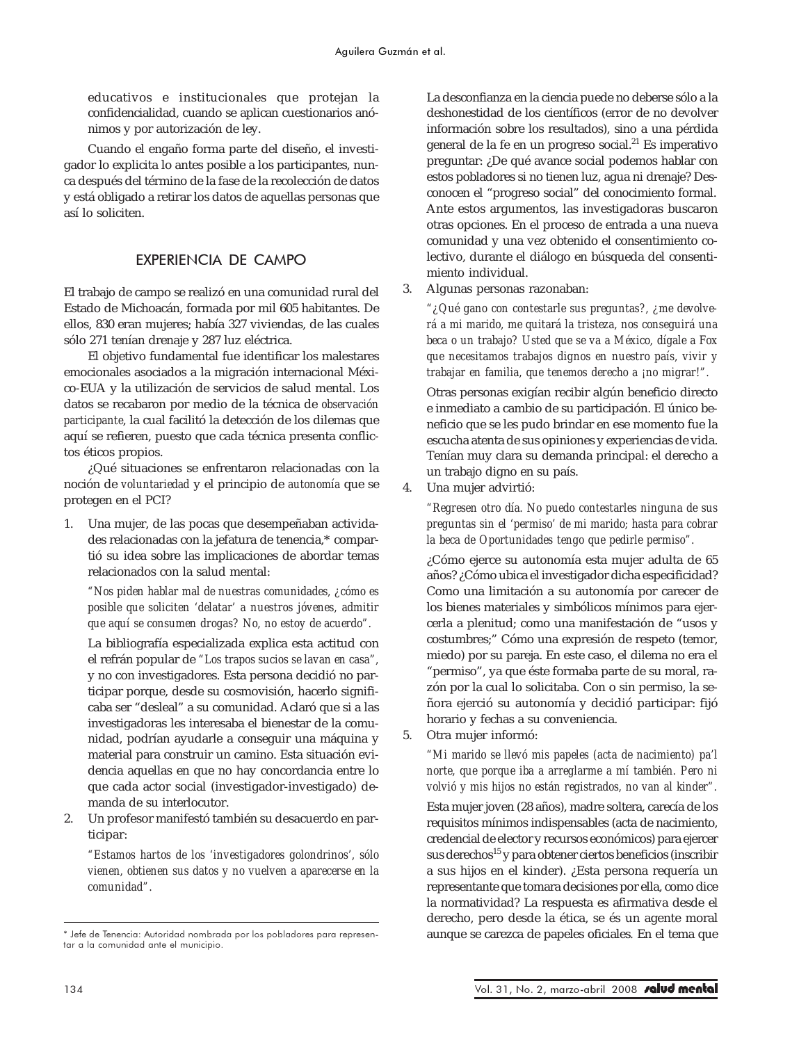educativos e institucionales que protejan la confidencialidad, cuando se aplican cuestionarios anónimos y por autorización de ley.

Cuando el engaño forma parte del diseño, el investigador lo explicita lo antes posible a los participantes, nunca después del término de la fase de la recolección de datos y está obligado a retirar los datos de aquellas personas que así lo soliciten.

## EXPERIENCIA DE CAMPO

El trabajo de campo se realizó en una comunidad rural del Estado de Michoacán, formada por mil 605 habitantes. De ellos, 830 eran mujeres; había 327 viviendas, de las cuales sólo 271 tenían drenaje y 287 luz eléctrica.

El objetivo fundamental fue identificar los malestares emocionales asociados a la migración internacional México-EUA y la utilización de servicios de salud mental. Los datos se recabaron por medio de la técnica de *observación participante*, la cual facilitó la detección de los dilemas que aquí se refieren, puesto que cada técnica presenta conflictos éticos propios.

¿Qué situaciones se enfrentaron relacionadas con la noción de *voluntariedad* y el principio de *autonomía* que se protegen en el PCI?

1. Una mujer, de las pocas que desempeñaban actividades relacionadas con la jefatura de tenencia,* compartió su idea sobre las implicaciones de abordar temas relacionados con la salud mental:

   *"Nos piden hablar mal de nuestras comunidades, ¿cómo es posible que soliciten 'delatar' a nuestros jóvenes, admitir que aquí se consumen drogas? No, no estoy de acuerdo".*

   La bibliografía especializada explica esta actitud con el refrán popular de *"Los trapos sucios se lavan en casa"*, y no con investigadores. Esta persona decidió no participar porque, desde su cosmovisión, hacerlo significaba ser "desleal" a su comunidad. Aclaró que si a las investigadoras les interesaba el bienestar de la comunidad, podrían ayudarle a conseguir una máquina y material para construir un camino. Esta situación evidencia aquellas en que no hay concordancia entre lo que cada actor social (investigador-investigado) demanda de su interlocutor.

2. Un profesor manifestó también su desacuerdo en participar:

   *"Estamos hartos de los 'investigadores golondrinos', sólo vienen, obtienen sus datos y no vuelven a aparecerse en la comunidad".*

   La desconfianza en la ciencia puede no deberse sólo a la deshonestidad de los científicos (error de no devolver información sobre los resultados), sino a una pérdida general de la fe en un progreso social.[21] Es imperativo preguntar: ¿De qué avance social podemos hablar con estos pobladores si no tienen luz, agua ni drenaje? Desconocen el "progreso social" del conocimiento formal. Ante estos argumentos, las investigadoras buscaron otras opciones. En el proceso de entrada a una nueva comunidad y una vez obtenido el consentimiento colectivo, durante el diálogo en búsqueda del consentimiento individual.

3. Algunas personas razonaban:

   *"¿Qué gano con contestarle sus preguntas?, ¿me devolverá a mi marido, me quitará la tristeza, nos conseguirá una beca o un trabajo? Usted que se va a México, dígale a Fox que necesitamos trabajos dignos en nuestro país, vivir y trabajar en familia, que tenemos derecho a ¡no migrar!".*

   Otras personas exigían recibir algún beneficio directo e inmediato a cambio de su participación. El único beneficio que se les pudo brindar en ese momento fue la escucha atenta de sus opiniones y experiencias de vida. Tenían muy clara su demanda principal: el derecho a un trabajo digno en su país.

4. Una mujer advirtió:

   *"Regresen otro día. No puedo contestarles ninguna de sus preguntas sin el 'permiso' de mi marido; hasta para cobrar la beca de Oportunidades tengo que pedirle permiso".*

   ¿Cómo ejerce su autonomía esta mujer adulta de 65 años? ¿Cómo ubica el investigador dicha especificidad? Como una limitación a su autonomía por carecer de los bienes materiales y simbólicos mínimos para ejercerla a plenitud; como una manifestación de "usos y costumbres;" Cómo una expresión de respeto (temor, miedo) por su pareja. En este caso, el dilema no era el "permiso", ya que éste formaba parte de su moral, razón por la cual lo solicitaba. Con o sin permiso, la señora ejerció su autonomía y decidió participar: fijó horario y fechas a su conveniencia.

5. Otra mujer informó:

   *"Mi marido se llevó mis papeles (acta de nacimiento) pa'l norte, que porque iba a arreglarme a mí también. Pero ni volvió y mis hijos no están registrados, no van al kinder".*

   Esta mujer joven (28 años), madre soltera, carecía de los requisitos mínimos indispensables (acta de nacimiento, credencial de elector y recursos económicos) para ejercer sus derechos[15] y para obtener ciertos beneficios (inscribir a sus hijos en el kinder). ¿Esta persona requería un representante que tomara decisiones por ella, como dice la normatividad? La respuesta es afirmativa desde el derecho, pero desde la ética, se és un agente moral aunque se carezca de papeles oficiales. En el tema que

\* Jefe de Tenencia: Autoridad nombrada por los pobladores para representar a la comunidad ante el municipio.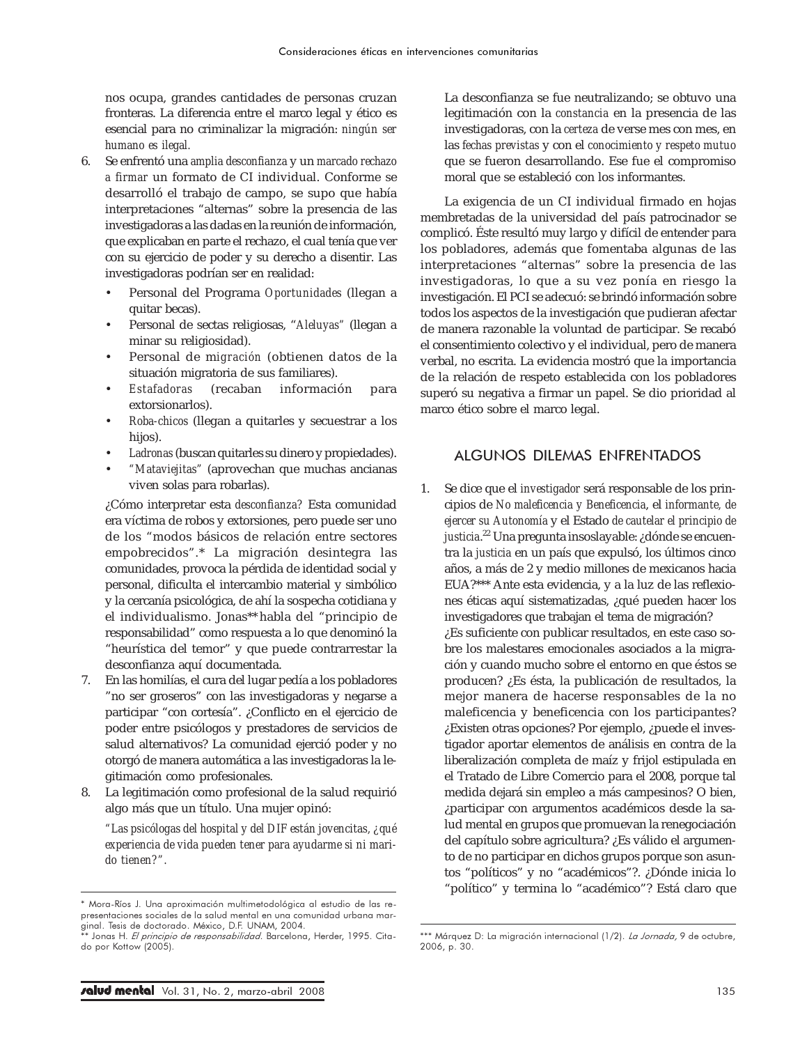nos ocupa, grandes cantidades de personas cruzan fronteras. La diferencia entre el marco legal y ético es esencial para no criminalizar la migración: *ningún ser humano es ilegal.*

6. Se enfrentó una *amplia desconfianza* y un *marcado rechazo a firmar* un formato de CI individual. Conforme se desarrolló el trabajo de campo, se supo que había interpretaciones "alternas" sobre la presencia de las investigadoras a las dadas en la reunión de información, que explicaban en parte el rechazo, el cual tenía que ver con su ejercicio de poder y su derecho a disentir. Las investigadoras podrían ser en realidad:
   - Personal del Programa *Oportunidades* (llegan a quitar becas).
   - Personal de sectas religiosas, "*Aleluyas*" (llegan a minar su religiosidad).
   - Personal de *migración* (obtienen datos de la situación migratoria de sus familiares).
   - *Estafadoras* (recaban información para extorsionarlos).
   - *Roba-chicos* (llegan a quitarles y secuestrar a los hijos).
   - *Ladronas* (buscan quitarles su dinero y propiedades).
   - "*Mataviejitas*" (aprovechan que muchas ancianas viven solas para robarlas).

   ¿Cómo interpretar esta *desconfianza?* Esta comunidad era víctima de robos y extorsiones, pero puede ser uno de los "modos básicos de relación entre sectores empobrecidos".* La migración desintegra las comunidades, provoca la pérdida de identidad social y personal, dificulta el intercambio material y simbólico y la cercanía psicológica, de ahí la sospecha cotidiana y el individualismo. Jonas** habla del "principio de responsabilidad" como respuesta a lo que denominó la "heurística del temor" y que puede contrarrestar la desconfianza aquí documentada.
7. En las homilías, el cura del lugar pedía a los pobladores "no ser groseros" con las investigadoras y negarse a participar "con cortesía". ¿Conflicto en el ejercicio de poder entre psicólogos y prestadores de servicios de salud alternativos? La comunidad ejerció poder y no otorgó de manera automática a las investigadoras la legitimación como profesionales.
8. La legitimación como profesional de la salud requirió algo más que un título. Una mujer opinó:

   *"Las psicólogas del hospital y del DIF están jovencitas, ¿qué experiencia de vida pueden tener para ayudarme si ni marido tienen?".*

   La desconfianza se fue neutralizando; se obtuvo una legitimación con la *constancia* en la presencia de las investigadoras, con la *certeza* de verse mes con mes, en las *fechas previstas* y con el *conocimiento y respeto mutuo* que se fueron desarrollando. Ese fue el compromiso moral que se estableció con los informantes.

   La exigencia de un CI individual firmado en hojas membretadas de la universidad del país patrocinador se complicó. Éste resultó muy largo y difícil de entender para los pobladores, además que fomentaba algunas de las interpretaciones "alternas" sobre la presencia de las investigadoras, lo que a su vez ponía en riesgo la investigación. El PCI se adecuó: se brindó información sobre todos los aspectos de la investigación que pudieran afectar de manera razonable la voluntad de participar. Se recabó el consentimiento colectivo y el individual, pero de manera verbal, no escrita. La evidencia mostró que la importancia de la relación de respeto establecida con los pobladores superó su negativa a firmar un papel. Se dio prioridad al marco ético sobre el marco legal.

## ALGUNOS DILEMAS ENFRENTADOS

1. Se dice que el *investigador* será responsable de los principios de *No maleficencia y Beneficencia*, el *informante, de ejercer su Autonomía* y el Estado *de cautelar el principio de justicia*.[22] Una pregunta insoslayable: ¿dónde se encuentra la *justicia* en un país que expulsó, los últimos cinco años, a más de 2 y medio millones de mexicanos hacia EUA?*** Ante esta evidencia, y a la luz de las reflexiones éticas aquí sistematizadas, ¿qué pueden hacer los investigadores que trabajan el tema de migración?
   ¿Es suficiente con publicar resultados, en este caso sobre los malestares emocionales asociados a la migración y cuando mucho sobre el entorno en que éstos se producen? ¿Es ésta, la publicación de resultados, la mejor manera de hacerse responsables de la no maleficencia y beneficencia con los participantes? ¿Existen otras opciones? Por ejemplo, ¿puede el investigador aportar elementos de análisis en contra de la liberalización completa de maíz y frijol estipulada en el Tratado de Libre Comercio para el 2008, porque tal medida dejará sin empleo a más campesinos? O bien, ¿participar con argumentos académicos desde la salud mental en grupos que promuevan la renegociación del capítulo sobre agricultura? ¿Es válido el argumento de no participar en dichos grupos porque son asuntos "políticos" y no "académicos"?. ¿Dónde inicia lo "político" y termina lo "académico"? Está claro que

---

\* Mora-Ríos J. Una aproximación multimetodológica al estudio de las representaciones sociales de la salud mental en una comunidad urbana marginal. Tesis de doctorado. México, D.F. UNAM, 2004.

\*\* Jonas H. *El principio de responsabilidad*. Barcelona, Herder, 1995. Citado por Kottow (2005).

\*\*\* Márquez D: La migración internacional (1/2). *La Jornada,* 9 de octubre, 2006, p. 30.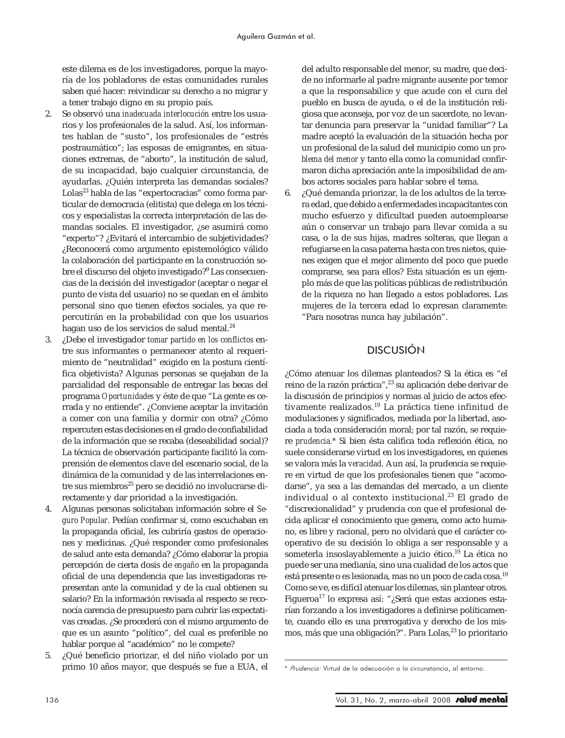este dilema es de los investigadores, porque la mayoría de los pobladores de estas comunidades rurales saben qué hacer: reivindicar su derecho a no migrar y a tener trabajo digno en su propio país.

2. Se observó una *inadecuada interlocución* entre los usuarios y los profesionales de la salud. Así, los informantes hablan de "susto", los profesionales de "estrés postraumático"; las esposas de emigrantes, en situaciones extremas, de "aborto", la institución de salud, de su incapacidad, bajo cualquier circunstancia, de ayudarlas. ¿Quién interpreta las demandas sociales? Lolas[23] habla de las "expertocracias" como forma particular de democracia (elitista) que delega en los técnicos y especialistas la correcta interpretación de las demandas sociales. El investigador, ¿se asumirá como "experto"? ¿Evitará el intercambio de subjetividades? ¿Reconocerá como argumento epistemológico válido la colaboración del participante en la construcción sobre el discurso del objeto investigado?[9] Las consecuencias de la decisión del investigador (aceptar o negar el punto de vista del usuario) no se quedan en el ámbito personal sino que tienen efectos sociales, ya que repercutirán en la probabilidad con que los usuarios hagan uso de los servicios de salud mental.[24]
3. ¿Debe el investigador *tomar partido en los conflictos* entre sus informantes o permanecer atento al requerimiento de "neutralidad" exigido en la postura científica objetivista? Algunas personas se quejaban de la parcialidad del responsable de entregar las becas del programa *Oportunidades* y éste de que "La gente es cerrada y no entiende". ¿Conviene aceptar la invitación a comer con una familia y dormir con otra? ¿Cómo repercuten estas decisiones en el grado de confiabilidad de la información que se recaba (deseabilidad social)? La técnica de observación participante facilitó la comprensión de elementos clave del escenario social, de la dinámica de la comunidad y de las interrelaciones entre sus miembros[25] pero se decidió no involucrarse directamente y dar prioridad a la investigación.
4. Algunas personas solicitaban información sobre el *Seguro Popular*. Pedían confirmar si, como escuchaban en la propaganda oficial, les cubriría gastos de operaciones y medicinas. ¿Qué responder como profesionales de salud ante esta demanda? ¿Cómo elaborar la propia percepción de cierta dosis de *engaño* en la propaganda oficial de una dependencia que las investigadoras representan ante la comunidad y de la cual obtienen su salario? En la información revisada al respecto se reconocía carencia de presupuesto para cubrir las expectativas creadas. ¿Se procederá con el mismo argumento de que es un asunto "político", del cual es preferible no hablar porque al "académico" no le compete?
5. ¿Qué beneficio priorizar, el del niño violado por un primo 10 años mayor, que después se fue a EUA, el del adulto responsable del menor, su madre, que decide no informarle al padre migrante ausente por temor a que la responsabilice y que acude con el cura del pueblo en busca de ayuda, o el de la institución religiosa que aconseja, por voz de un sacerdote, no levantar denuncia para preservar la "unidad familiar"? La madre aceptó la evaluación de la situación hecha por un profesional de la salud del municipio como un *problema del menor* y tanto ella como la comunidad confirmaron dicha apreciación ante la imposibilidad de ambos actores sociales para hablar sobre el tema.
6. ¿Qué demanda priorizar, la de los adultos de la tercera edad, que debido a enfermedades incapacitantes con mucho esfuerzo y dificultad pueden autoemplearse aún o conservar un trabajo para llevar comida a su casa, o la de sus hijas, madres solteras, que llegan a refugiarse en la casa paterna hasta con tres nietos, quienes exigen que el mejor alimento del poco que puede comprarse, sea para ellos? Esta situación es un ejemplo más de que las políticas públicas de redistribución de la riqueza no han llegado a estos pobladores. Las mujeres de la tercera edad lo expresan claramente: "Para nosotras nunca hay jubilación".

## DISCUSIÓN

¿Cómo atenuar los dilemas planteados? Si la ética es "el reino de la razón práctica",[23] su aplicación debe derivar de la discusión de principios y normas al juicio de actos efectivamente realizados.[19] La práctica tiene infinitud de modulaciones y significados, mediada por la libertad, asociada a toda consideración moral; por tal razón, se requiere *prudencia*.* Si bien ésta califica toda reflexión ética, no suele considerarse virtud en los investigadores, en quienes se valora más la *veracidad*. Aun así, la prudencia se requiere en virtud de que los profesionales tienen que "acomodarse", ya sea a las demandas del mercado, a un cliente individual o al contexto institucional.[23] El grado de "discrecionalidad" y prudencia con que el profesional decida aplicar el conocimiento que genera, como acto humano, es libre y racional, pero no olvidará que el carácter cooperativo de su decisión lo obliga a ser responsable y a someterla insoslayablemente a juicio ético.[19] La ética no puede ser una medianía, sino una cualidad de los actos que está presente o es lesionada, mas no un poco de cada cosa.[19] Como se ve, es difícil atenuar los dilemas, sin plantear otros. Figueroa[17] lo expresa así: "¿Será que estas acciones estarían forzando a los investigadores a definirse políticamente, cuando ello es una prerrogativa y derecho de los mismos, más que una obligación?". Para Lolas,[23] lo prioritario

---

\* *Prudencia:* Virtud de la adecuación a la circunstancia, al entorno.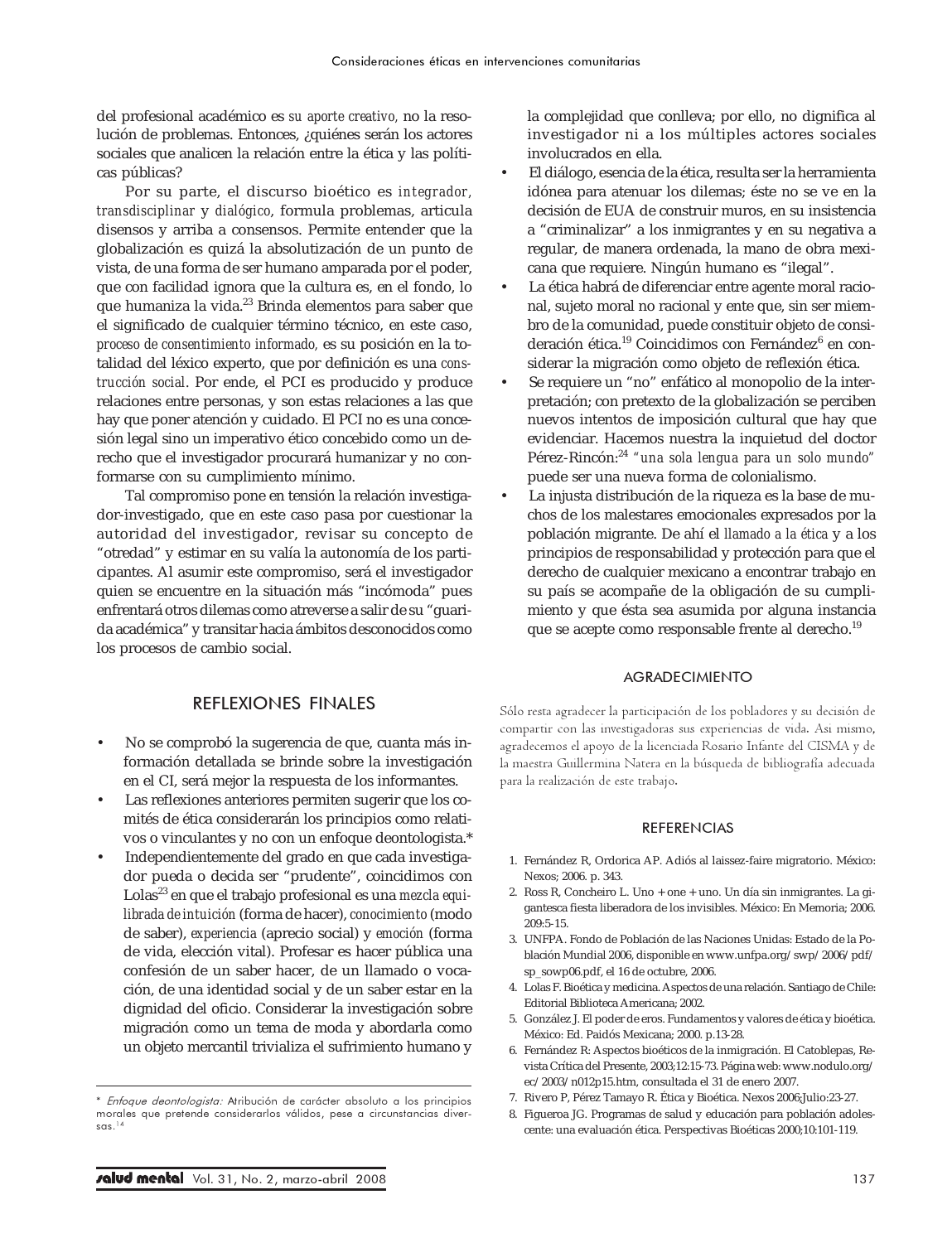del profesional académico es *su aporte creativo,* no la resolución de problemas. Entonces, ¿quiénes serán los actores sociales que analicen la relación entre la ética y las políticas públicas?

Por su parte, el discurso bioético es *integrador, transdisciplinar* y *dialógico*, formula problemas, articula disensos y arriba a consensos. Permite entender que la globalización es quizá la absolutización de un punto de vista, de una forma de ser humano amparada por el poder, que con facilidad ignora que la cultura es, en el fondo, lo que humaniza la vida.[23] Brinda elementos para saber que el significado de cualquier término técnico, en este caso, *proceso de consentimiento informado,* es su posición en la totalidad del léxico experto, que por definición es una *construcción social*. Por ende, el PCI es producido y produce relaciones entre personas, y son estas relaciones a las que hay que poner atención y cuidado. El PCI no es una concesión legal sino un imperativo ético concebido como un derecho que el investigador procurará humanizar y no conformarse con su cumplimiento mínimo.

Tal compromiso pone en tensión la relación investigador-investigado, que en este caso pasa por cuestionar la autoridad del investigador, revisar su concepto de "otredad" y estimar en su valía la autonomía de los participantes. Al asumir este compromiso, será el investigador quien se encuentre en la situación más "incómoda" pues enfrentará otros dilemas como atreverse a salir de su "guarida académica" y transitar hacia ámbitos desconocidos como los procesos de cambio social.

## REFLEXIONES FINALES

- No se comprobó la sugerencia de que, cuanta más información detallada se brinde sobre la investigación en el CI, será mejor la respuesta de los informantes.
- Las reflexiones anteriores permiten sugerir que los comités de ética considerarán los principios como relativos o vinculantes y no con un enfoque deontologista.*
- Independientemente del grado en que cada investigador pueda o decida ser "prudente", coincidimos con Lolas[23] en que el trabajo profesional es una *mezcla equilibrada de intuición* (forma de hacer), *conocimiento* (modo de saber), *experiencia* (aprecio social) y *emoción* (forma de vida, elección vital). Profesar es hacer pública una confesión de un saber hacer, de un llamado o vocación, de una identidad social y de un saber estar en la dignidad del oficio. Considerar la investigación sobre migración como un tema de moda y abordarla como un objeto mercantil trivializa el sufrimiento humano y la complejidad que conlleva; por ello, no dignifica al investigador ni a los múltiples actores sociales involucrados en ella.
- El diálogo, esencia de la ética, resulta ser la herramienta idónea para atenuar los dilemas; éste no se ve en la decisión de EUA de construir muros, en su insistencia a "criminalizar" a los inmigrantes y en su negativa a regular, de manera ordenada, la mano de obra mexicana que requiere. Ningún humano es "ilegal".
- La ética habrá de diferenciar entre agente moral racional, sujeto moral no racional y ente que, sin ser miembro de la comunidad, puede constituir objeto de consideración ética.[19] Coincidimos con Fernández[6] en considerar la migración como objeto de reflexión ética.
- Se requiere un "no" enfático al monopolio de la interpretación; con pretexto de la globalización se perciben nuevos intentos de imposición cultural que hay que evidenciar. Hacemos nuestra la inquietud del doctor Pérez-Rincón:[24] *"una sola lengua para un solo mundo"* puede ser una nueva forma de colonialismo.
- La injusta distribución de la riqueza es la base de muchos de los malestares emocionales expresados por la población migrante. De ahí el *llamado a la ética* y a los principios de responsabilidad y protección para que el derecho de cualquier mexicano a encontrar trabajo en su país se acompañe de la obligación de su cumplimiento y que ésta sea asumida por alguna instancia que se acepte como responsable frente al derecho.[19]

* *Enfoque deontologista:* Atribución de carácter absoluto a los principios morales que pretende considerarlos válidos, pese a circunstancias diversas.[14]

## AGRADECIMIENTO

Sólo resta agradecer la participación de los pobladores y su decisión de compartir con las investigadoras sus experiencias de vida. Así mismo, agradecemos el apoyo de la licenciada Rosario Infante del CISMA y de la maestra Guillermina Natera en la búsqueda de bibliografía adecuada para la realización de este trabajo.

## REFERENCIAS

1. Fernández R, Ordorica AP. Adiós al laissez-faire migratorio. México: Nexos; 2006. p. 343.
2. Ross R, Concheiro L. Uno + one + uno. Un día sin inmigrantes. La gigantesca fiesta liberadora de los invisibles. México: En Memoria; 2006. 209:5-15.
3. UNFPA. Fondo de Población de las Naciones Unidas: Estado de la Población Mundial 2006, disponible en www.unfpa.org/swp/2006/pdf/sp_sowp06.pdf, el 16 de octubre, 2006.
4. Lolas F. Bioética y medicina. Aspectos de una relación. Santiago de Chile: Editorial Biblioteca Americana; 2002.
5. González J. El poder de eros. Fundamentos y valores de ética y bioética. México: Ed. Paidós Mexicana; 2000. p.13-28.
6. Fernández R: Aspectos bioéticos de la inmigración. El Catoblepas, Revista Crítica del Presente, 2003;12:15-73. Página web: www.nodulo.org/ec/2003/n012p15.htm, consultada el 31 de enero 2007.
7. Rivero P, Pérez Tamayo R. Ética y Bioética. Nexos 2006;Julio:23-27.
8. Figueroa JG. Programas de salud y educación para población adolescente: una evaluación ética. Perspectivas Bioéticas 2000;10:101-119.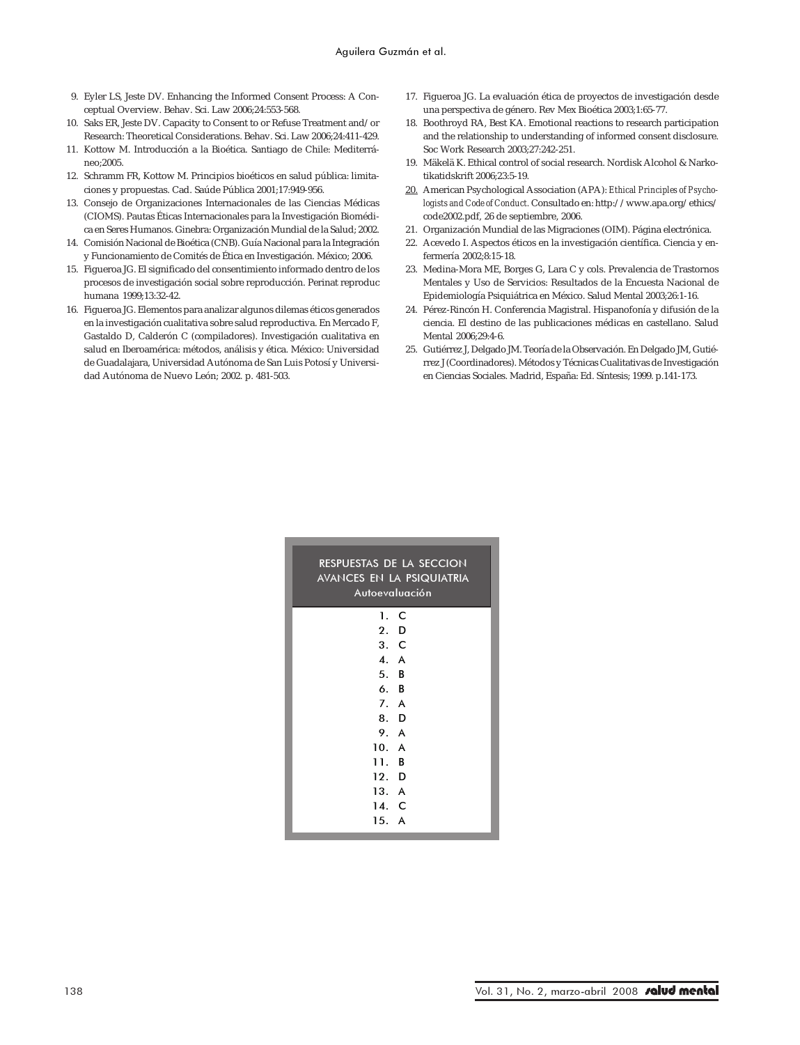9. Eyler LS, Jeste DV. Enhancing the Informed Consent Process: A Conceptual Overview. Behav. Sci. Law 2006;24:553-568.
10. Saks ER, Jeste DV. Capacity to Consent to or Refuse Treatment and/or Research: Theoretical Considerations. Behav. Sci. Law 2006;24:411-429.
11. Kottow M. Introducción a la Bioética. Santiago de Chile: Mediterráneo;2005.
12. Schramm FR, Kottow M. Principios bioéticos en salud pública: limitaciones y propuestas. Cad. Saúde Pública 2001;17:949-956.
13. Consejo de Organizaciones Internacionales de las Ciencias Médicas (CIOMS). Pautas Éticas Internacionales para la Investigación Biomédica en Seres Humanos. Ginebra: Organización Mundial de la Salud; 2002.
14. Comisión Nacional de Bioética (CNB). Guía Nacional para la Integración y Funcionamiento de Comités de Ética en Investigación. México; 2006.
15. Figueroa JG. El significado del consentimiento informado dentro de los procesos de investigación social sobre reproducción. Perinat reproduc humana 1999;13:32-42.
16. Figueroa JG. Elementos para analizar algunos dilemas éticos generados en la investigación cualitativa sobre salud reproductiva. En Mercado F, Gastaldo D, Calderón C (compiladores). Investigación cualitativa en salud en Iberoamérica: métodos, análisis y ética. México: Universidad de Guadalajara, Universidad Autónoma de San Luis Potosí y Universidad Autónoma de Nuevo León; 2002. p. 481-503.
17. Figueroa JG. La evaluación ética de proyectos de investigación desde una perspectiva de género. Rev Mex Bioética 2003;1:65-77.
18. Boothroyd RA, Best KA. Emotional reactions to research participation and the relationship to understanding of informed consent disclosure. Soc Work Research 2003;27:242-251.
19. Mäkelä K. Ethical control of social research. Nordisk Alcohol & Narkotikatidskrift 2006;23:5-19.
20. American Psychological Association (APA): *Ethical Principles of Psychologists and Code of Conduct*. Consultado en: http://www.apa.org/ethics/code2002.pdf, 26 de septiembre, 2006.
21. Organización Mundial de las Migraciones (OIM). Página electrónica.
22. Acevedo I. Aspectos éticos en la investigación científica. Ciencia y enfermería 2002;8:15-18.
23. Medina-Mora ME, Borges G, Lara C y cols. Prevalencia de Trastornos Mentales y Uso de Servicios: Resultados de la Encuesta Nacional de Epidemiología Psiquiátrica en México. Salud Mental 2003;26:1-16.
24. Pérez-Rincón H. Conferencia Magistral. Hispanofonía y difusión de la ciencia. El destino de las publicaciones médicas en castellano. Salud Mental 2006;29:4-6.
25. Gutiérrez J, Delgado JM. Teoría de la Observación. En Delgado JM, Gutiérrez J (Coordinadores). Métodos y Técnicas Cualitativas de Investigación en Ciencias Sociales. Madrid, España: Ed. Síntesis; 1999. p.141-173.

## RESPUESTAS DE LA SECCION AVANCES EN LA PSIQUIATRIA

### Autoevaluación

1. C
2. D
3. C
4. A
5. B
6. B
7. A
8. D
9. A
10. A
11. B
12. D
13. A
14. C
15. A